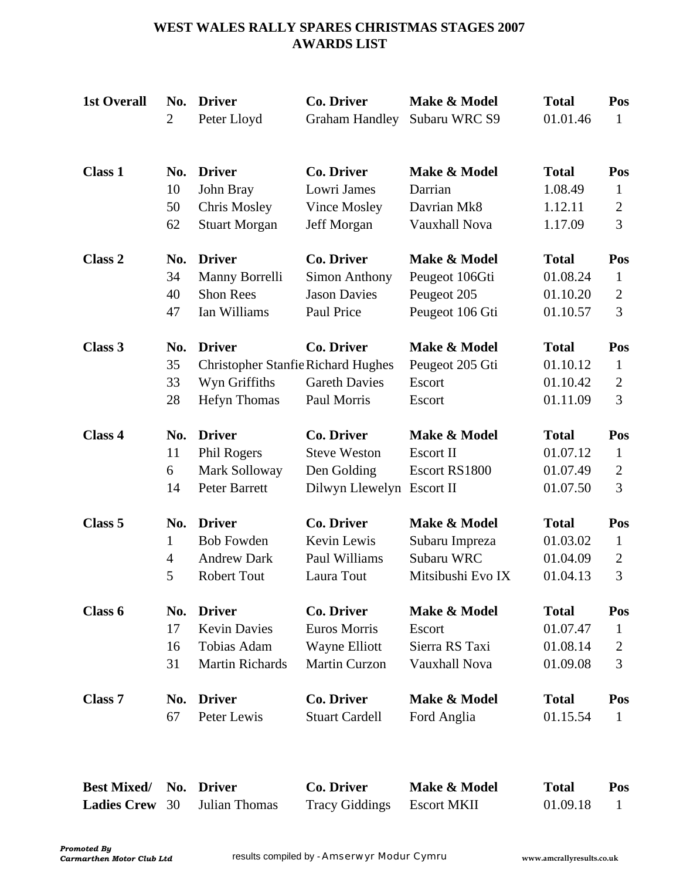# WEST WALES RALLY SPARES CHRISTMAS STAGES 2007
## AWARDS LIST

| **1st Overall** | **No.** | **Driver** | **Co. Driver** | **Make & Model** | **Total** | **Pos** |
|---|---|---|---|---|---|---|
| | 2 | Peter Lloyd | Graham Handley | Subaru WRC S9 | 01.01.46 | 1 |

| **Class 1** | **No.** | **Driver** | **Co. Driver** | **Make & Model** | **Total** | **Pos** |
|---|---|---|---|---|---|---|
| | 10 | John Bray | Lowri James | Darrian | 1.08.49 | 1 |
| | 50 | Chris Mosley | Vince Mosley | Davrian Mk8 | 1.12.11 | 2 |
| | 62 | Stuart Morgan | Jeff Morgan | Vauxhall Nova | 1.17.09 | 3 |

| **Class 2** | **No.** | **Driver** | **Co. Driver** | **Make & Model** | **Total** | **Pos** |
|---|---|---|---|---|---|---|
| | 34 | Manny Borrelli | Simon Anthony | Peugeot 106Gti | 01.08.24 | 1 |
| | 40 | Shon Rees | Jason Davies | Peugeot 205 | 01.10.20 | 2 |
| | 47 | Ian Williams | Paul Price | Peugeot 106 Gti | 01.10.57 | 3 |

| **Class 3** | **No.** | **Driver** | **Co. Driver** | **Make & Model** | **Total** | **Pos** |
|---|---|---|---|---|---|---|
| | 35 | Christopher Stanfie | Richard Hughes | Peugeot 205 Gti | 01.10.12 | 1 |
| | 33 | Wyn Griffiths | Gareth Davies | Escort | 01.10.42 | 2 |
| | 28 | Hefyn Thomas | Paul Morris | Escort | 01.11.09 | 3 |

| **Class 4** | **No.** | **Driver** | **Co. Driver** | **Make & Model** | **Total** | **Pos** |
|---|---|---|---|---|---|---|
| | 11 | Phil Rogers | Steve Weston | Escort II | 01.07.12 | 1 |
| | 6 | Mark Solloway | Den Golding | Escort RS1800 | 01.07.49 | 2 |
| | 14 | Peter Barrett | Dilwyn Llewelyn | Escort II | 01.07.50 | 3 |

| **Class 5** | **No.** | **Driver** | **Co. Driver** | **Make & Model** | **Total** | **Pos** |
|---|---|---|---|---|---|---|
| | 1 | Bob Fowden | Kevin Lewis | Subaru Impreza | 01.03.02 | 1 |
| | 4 | Andrew Dark | Paul Williams | Subaru WRC | 01.04.09 | 2 |
| | 5 | Robert Tout | Laura Tout | Mitsibushi Evo IX | 01.04.13 | 3 |

| **Class 6** | **No.** | **Driver** | **Co. Driver** | **Make & Model** | **Total** | **Pos** |
|---|---|---|---|---|---|---|
| | 17 | Kevin Davies | Euros Morris | Escort | 01.07.47 | 1 |
| | 16 | Tobias Adam | Wayne Elliott | Sierra RS Taxi | 01.08.14 | 2 |
| | 31 | Martin Richards | Martin Curzon | Vauxhall Nova | 01.09.08 | 3 |

| **Class 7** | **No.** | **Driver** | **Co. Driver** | **Make & Model** | **Total** | **Pos** |
|---|---|---|---|---|---|---|
| | 67 | Peter Lewis | Stuart Cardell | Ford Anglia | 01.15.54 | 1 |

| **Best Mixed/ Ladies Crew** | **No.** | **Driver** | **Co. Driver** | **Make & Model** | **Total** | **Pos** |
|---|---|---|---|---|---|---|
| | 30 | Julian Thomas | Tracy Giddings | Escort MKII | 01.09.18 | 1 |

***Promoted By Carmarthen Motor Club Ltd***

results compiled by - Amserwyr Modur Cymru

www.amcrallyresults.co.uk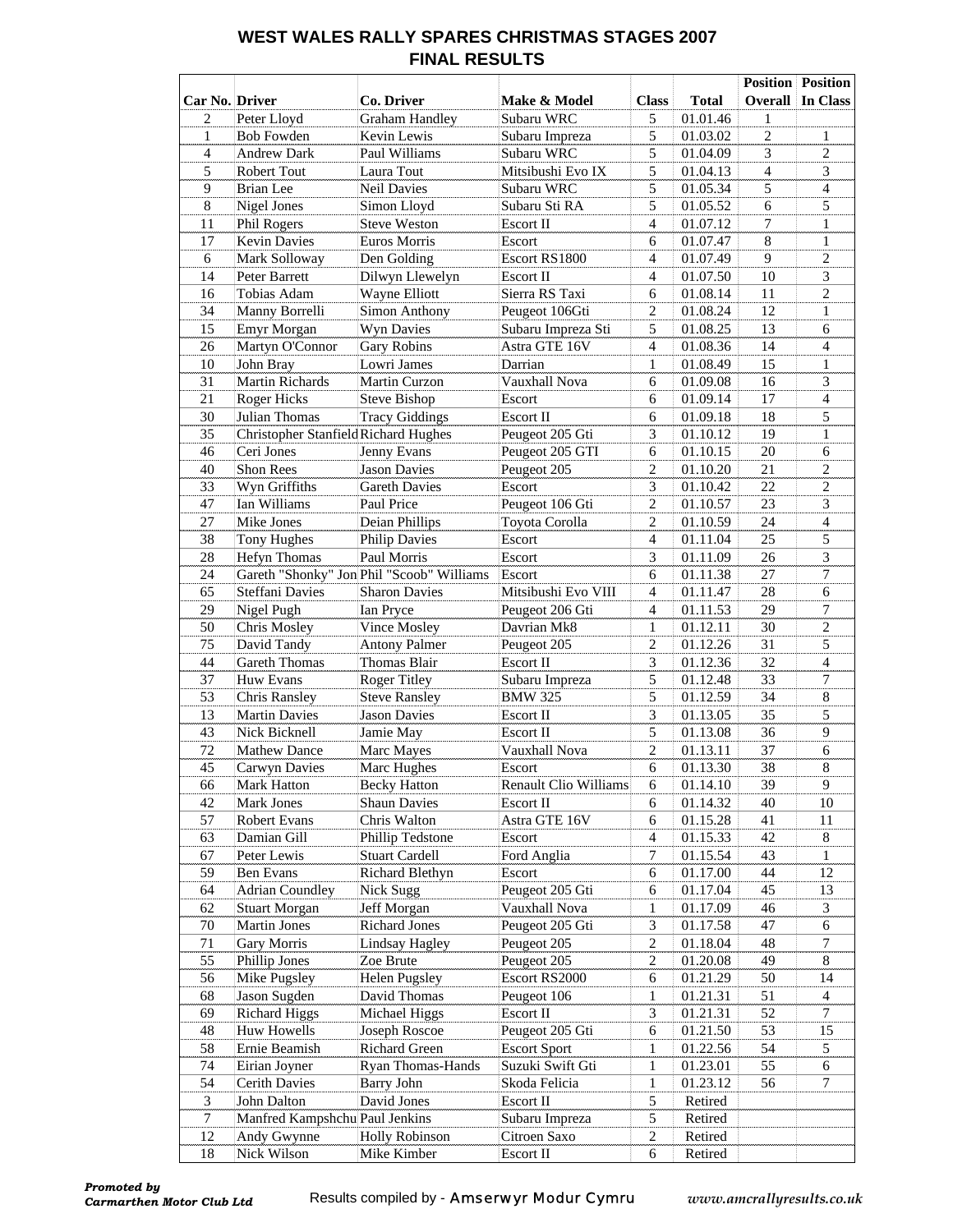## WEST WALES RALLY SPARES CHRISTMAS STAGES 2007
## FINAL RESULTS

| Car No. | Driver | Co. Driver | Make & Model | Class | Total | Position Overall | Position In Class |
|---|---|---|---|---|---|---|---|
| 2 | Peter Lloyd | Graham Handley | Subaru WRC | 5 | 01.01.46 | 1 | |
| 1 | Bob Fowden | Kevin Lewis | Subaru Impreza | 5 | 01.03.02 | 2 | 1 |
| 4 | Andrew Dark | Paul Williams | Subaru WRC | 5 | 01.04.09 | 3 | 2 |
| 5 | Robert Tout | Laura Tout | Mitsibushi Evo IX | 5 | 01.04.13 | 4 | 3 |
| 9 | Brian Lee | Neil Davies | Subaru WRC | 5 | 01.05.34 | 5 | 4 |
| 8 | Nigel Jones | Simon Lloyd | Subaru Sti RA | 5 | 01.05.52 | 6 | 5 |
| 11 | Phil Rogers | Steve Weston | Escort II | 4 | 01.07.12 | 7 | 1 |
| 17 | Kevin Davies | Euros Morris | Escort | 6 | 01.07.47 | 8 | 1 |
| 6 | Mark Solloway | Den Golding | Escort RS1800 | 4 | 01.07.49 | 9 | 2 |
| 14 | Peter Barrett | Dilwyn Llewelyn | Escort II | 4 | 01.07.50 | 10 | 3 |
| 16 | Tobias Adam | Wayne Elliott | Sierra RS Taxi | 6 | 01.08.14 | 11 | 2 |
| 34 | Manny Borrelli | Simon Anthony | Peugeot 106Gti | 2 | 01.08.24 | 12 | 1 |
| 15 | Emyr Morgan | Wyn Davies | Subaru Impreza Sti | 5 | 01.08.25 | 13 | 6 |
| 26 | Martyn O'Connor | Gary Robins | Astra GTE 16V | 4 | 01.08.36 | 14 | 4 |
| 10 | John Bray | Lowri James | Darrian | 1 | 01.08.49 | 15 | 1 |
| 31 | Martin Richards | Martin Curzon | Vauxhall Nova | 6 | 01.09.08 | 16 | 3 |
| 21 | Roger Hicks | Steve Bishop | Escort | 6 | 01.09.14 | 17 | 4 |
| 30 | Julian Thomas | Tracy Giddings | Escort II | 6 | 01.09.18 | 18 | 5 |
| 35 | Christopher Stanfield | Richard Hughes | Peugeot 205 Gti | 3 | 01.10.12 | 19 | 1 |
| 46 | Ceri Jones | Jenny Evans | Peugeot 205 GTI | 6 | 01.10.15 | 20 | 6 |
| 40 | Shon Rees | Jason Davies | Peugeot 205 | 2 | 01.10.20 | 21 | 2 |
| 33 | Wyn Griffiths | Gareth Davies | Escort | 3 | 01.10.42 | 22 | 2 |
| 47 | Ian Williams | Paul Price | Peugeot 106 Gti | 2 | 01.10.57 | 23 | 3 |
| 27 | Mike Jones | Deian Phillips | Toyota Corolla | 2 | 01.10.59 | 24 | 4 |
| 38 | Tony Hughes | Philip Davies | Escort | 4 | 01.11.04 | 25 | 5 |
| 28 | Hefyn Thomas | Paul Morris | Escort | 3 | 01.11.09 | 26 | 3 |
| 24 | Gareth "Shonky" Jon | Phil "Scoob" Williams | Escort | 6 | 01.11.38 | 27 | 7 |
| 65 | Steffani Davies | Sharon Davies | Mitsibushi Evo VIII | 4 | 01.11.47 | 28 | 6 |
| 29 | Nigel Pugh | Ian Pryce | Peugeot 206 Gti | 4 | 01.11.53 | 29 | 7 |
| 50 | Chris Mosley | Vince Mosley | Davrian Mk8 | 1 | 01.12.11 | 30 | 2 |
| 75 | David Tandy | Antony Palmer | Peugeot 205 | 2 | 01.12.26 | 31 | 5 |
| 44 | Gareth Thomas | Thomas Blair | Escort II | 3 | 01.12.36 | 32 | 4 |
| 37 | Huw Evans | Roger Titley | Subaru Impreza | 5 | 01.12.48 | 33 | 7 |
| 53 | Chris Ransley | Steve Ransley | BMW 325 | 5 | 01.12.59 | 34 | 8 |
| 13 | Martin Davies | Jason Davies | Escort II | 3 | 01.13.05 | 35 | 5 |
| 43 | Nick Bicknell | Jamie May | Escort II | 5 | 01.13.08 | 36 | 9 |
| 72 | Mathew Dance | Marc Mayes | Vauxhall Nova | 2 | 01.13.11 | 37 | 6 |
| 45 | Carwyn Davies | Marc Hughes | Escort | 6 | 01.13.30 | 38 | 8 |
| 66 | Mark Hatton | Becky Hatton | Renault Clio Williams | 6 | 01.14.10 | 39 | 9 |
| 42 | Mark Jones | Shaun Davies | Escort II | 6 | 01.14.32 | 40 | 10 |
| 57 | Robert Evans | Chris Walton | Astra GTE 16V | 6 | 01.15.28 | 41 | 11 |
| 63 | Damian Gill | Phillip Tedstone | Escort | 4 | 01.15.33 | 42 | 8 |
| 67 | Peter Lewis | Stuart Cardell | Ford Anglia | 7 | 01.15.54 | 43 | 1 |
| 59 | Ben Evans | Richard Blethyn | Escort | 6 | 01.17.00 | 44 | 12 |
| 64 | Adrian Coundley | Nick Sugg | Peugeot 205 Gti | 6 | 01.17.04 | 45 | 13 |
| 62 | Stuart Morgan | Jeff Morgan | Vauxhall Nova | 1 | 01.17.09 | 46 | 3 |
| 70 | Martin Jones | Richard Jones | Peugeot 205 Gti | 3 | 01.17.58 | 47 | 6 |
| 71 | Gary Morris | Lindsay Hagley | Peugeot 205 | 2 | 01.18.04 | 48 | 7 |
| 55 | Phillip Jones | Zoe Brute | Peugeot 205 | 2 | 01.20.08 | 49 | 8 |
| 56 | Mike Pugsley | Helen Pugsley | Escort RS2000 | 6 | 01.21.29 | 50 | 14 |
| 68 | Jason Sugden | David Thomas | Peugeot 106 | 1 | 01.21.31 | 51 | 4 |
| 69 | Richard Higgs | Michael Higgs | Escort II | 3 | 01.21.31 | 52 | 7 |
| 48 | Huw Howells | Joseph Roscoe | Peugeot 205 Gti | 6 | 01.21.50 | 53 | 15 |
| 58 | Ernie Beamish | Richard Green | Escort Sport | 1 | 01.22.56 | 54 | 5 |
| 74 | Eirian Joyner | Ryan Thomas-Hands | Suzuki Swift Gti | 1 | 01.23.01 | 55 | 6 |
| 54 | Cerith Davies | Barry John | Skoda Felicia | 1 | 01.23.12 | 56 | 7 |
| 3 | John Dalton | David Jones | Escort II | 5 | Retired | | |
| 7 | Manfred Kampshchu | Paul Jenkins | Subaru Impreza | 5 | Retired | | |
| 12 | Andy Gwynne | Holly Robinson | Citroen Saxo | 2 | Retired | | |
| 18 | Nick Wilson | Mike Kimber | Escort II | 6 | Retired | | |

***Promoted by Carmarthen Motor Club Ltd*** Results compiled by - Amserwyr Modur Cymru *www.amcrallyresults.co.uk*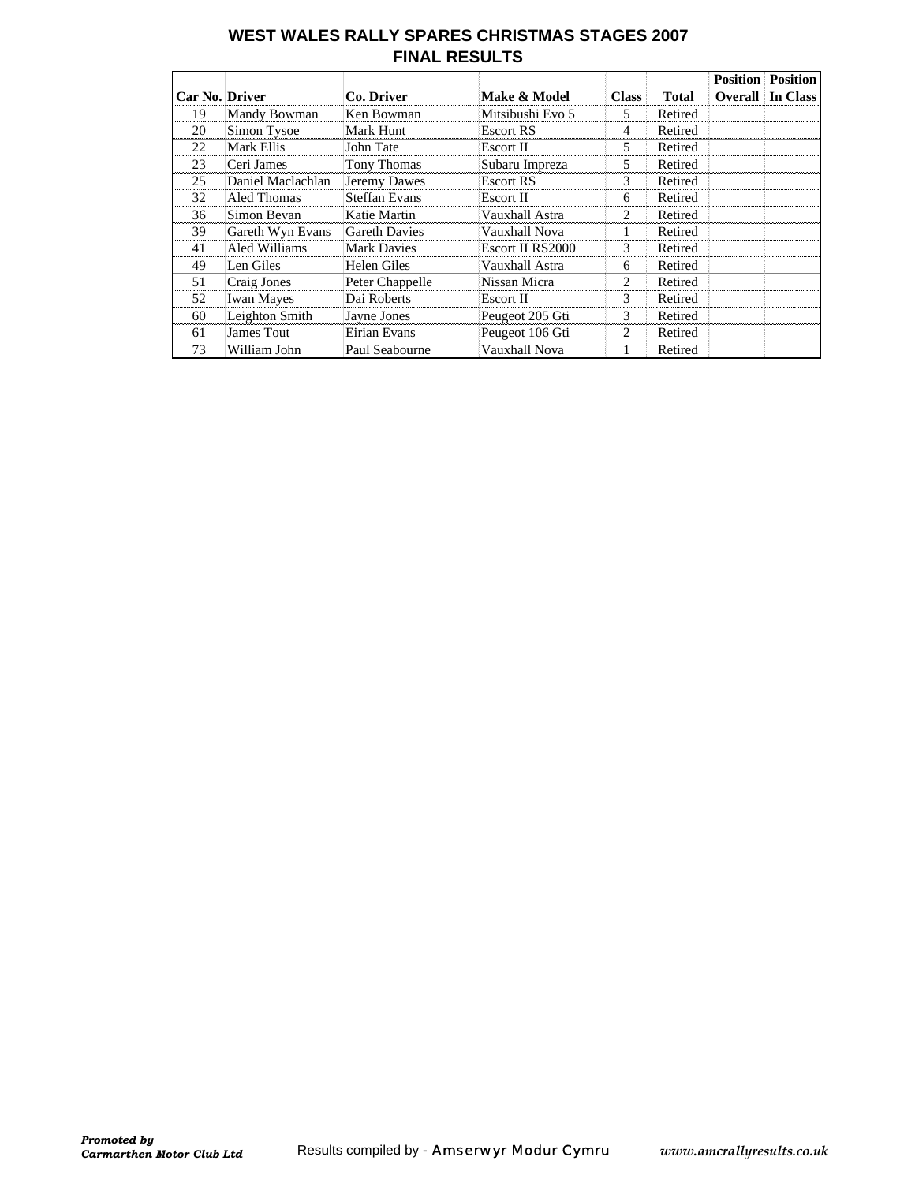# WEST WALES RALLY SPARES CHRISTMAS STAGES 2007
## FINAL RESULTS

| Car No. | Driver | Co. Driver | Make & Model | Class | Total | Position Overall | Position In Class |
|---|---|---|---|---|---|---|---|
| 19 | Mandy Bowman | Ken Bowman | Mitsibushi Evo 5 | 5 | Retired | | |
| 20 | Simon Tysoe | Mark Hunt | Escort RS | 4 | Retired | | |
| 22 | Mark Ellis | John Tate | Escort II | 5 | Retired | | |
| 23 | Ceri James | Tony Thomas | Subaru Impreza | 5 | Retired | | |
| 25 | Daniel Maclachlan | Jeremy Dawes | Escort RS | 3 | Retired | | |
| 32 | Aled Thomas | Steffan Evans | Escort II | 6 | Retired | | |
| 36 | Simon Bevan | Katie Martin | Vauxhall Astra | 2 | Retired | | |
| 39 | Gareth Wyn Evans | Gareth Davies | Vauxhall Nova | 1 | Retired | | |
| 41 | Aled Williams | Mark Davies | Escort II RS2000 | 3 | Retired | | |
| 49 | Len Giles | Helen Giles | Vauxhall Astra | 6 | Retired | | |
| 51 | Craig Jones | Peter Chappelle | Nissan Micra | 2 | Retired | | |
| 52 | Iwan Mayes | Dai Roberts | Escort II | 3 | Retired | | |
| 60 | Leighton Smith | Jayne Jones | Peugeot 205 Gti | 3 | Retired | | |
| 61 | James Tout | Eirian Evans | Peugeot 106 Gti | 2 | Retired | | |
| 73 | William John | Paul Seabourne | Vauxhall Nova | 1 | Retired | | |

***Promoted by Carmarthen Motor Club Ltd*** Results compiled by - Amserwyr Modur Cymru *www.amcrallyresults.co.uk*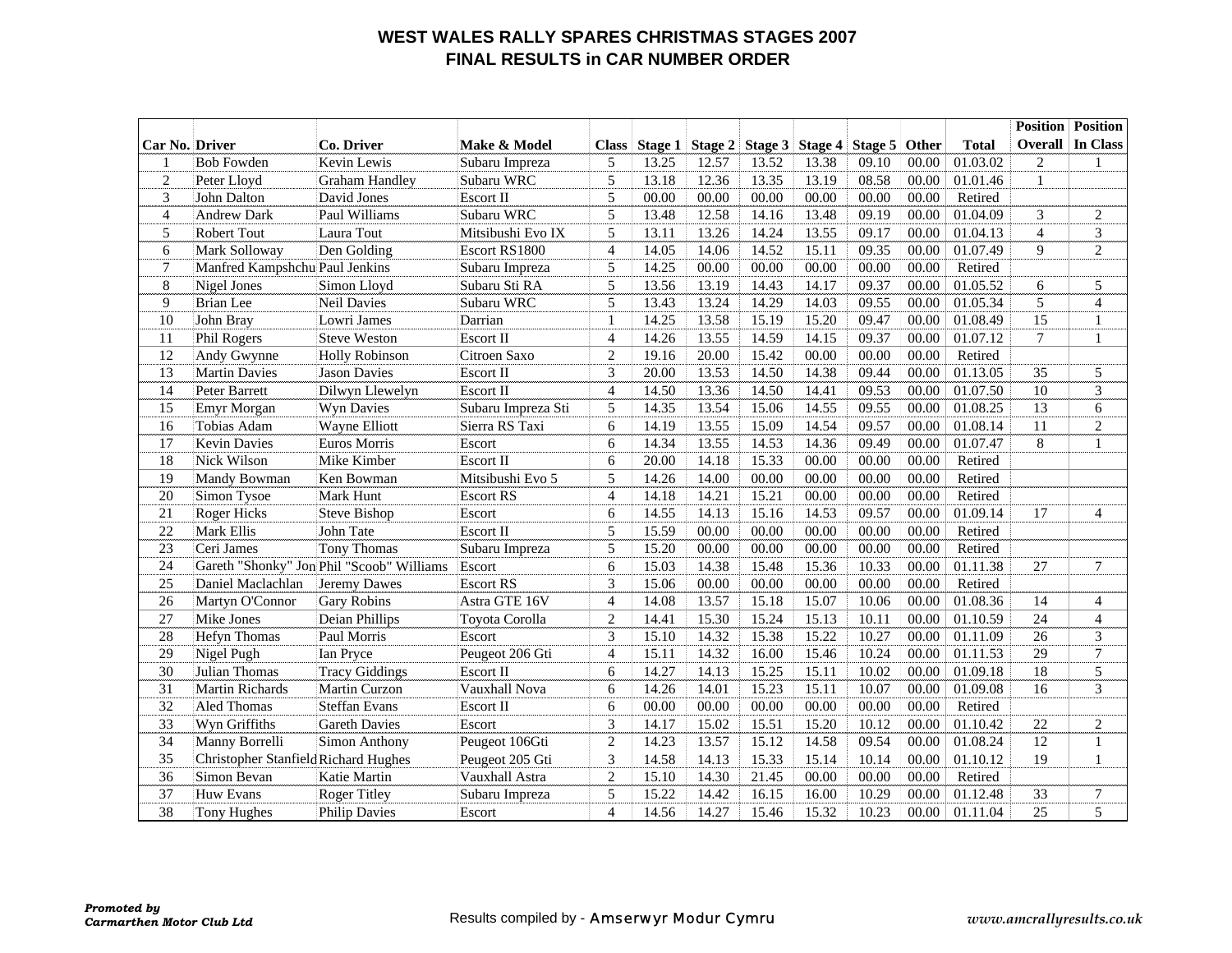# WEST WALES RALLY SPARES CHRISTMAS STAGES 2007

## FINAL RESULTS in CAR NUMBER ORDER

| Car No. | Driver | Co. Driver | Make & Model | Class | Stage 1 | Stage 2 | Stage 3 | Stage 4 | Stage 5 | Other | Total | Position Overall | Position In Class |
|---|---|---|---|---|---|---|---|---|---|---|---|---|---|
| 1 | Bob Fowden | Kevin Lewis | Subaru Impreza | 5 | 13.25 | 12.57 | 13.52 | 13.38 | 09.10 | 00.00 | 01.03.02 | 2 | 1 |
| 2 | Peter Lloyd | Graham Handley | Subaru WRC | 5 | 13.18 | 12.36 | 13.35 | 13.19 | 08.58 | 00.00 | 01.01.46 | 1 | |
| 3 | John Dalton | David Jones | Escort II | 5 | 00.00 | 00.00 | 00.00 | 00.00 | 00.00 | 00.00 | Retired | | |
| 4 | Andrew Dark | Paul Williams | Subaru WRC | 5 | 13.48 | 12.58 | 14.16 | 13.48 | 09.19 | 00.00 | 01.04.09 | 3 | 2 |
| 5 | Robert Tout | Laura Tout | Mitsibushi Evo IX | 5 | 13.11 | 13.26 | 14.24 | 13.55 | 09.17 | 00.00 | 01.04.13 | 4 | 3 |
| 6 | Mark Solloway | Den Golding | Escort RS1800 | 4 | 14.05 | 14.06 | 14.52 | 15.11 | 09.35 | 00.00 | 01.07.49 | 9 | 2 |
| 7 | Manfred Kampshchu | Paul Jenkins | Subaru Impreza | 5 | 14.25 | 00.00 | 00.00 | 00.00 | 00.00 | 00.00 | Retired | | |
| 8 | Nigel Jones | Simon Lloyd | Subaru Sti RA | 5 | 13.56 | 13.19 | 14.43 | 14.17 | 09.37 | 00.00 | 01.05.52 | 6 | 5 |
| 9 | Brian Lee | Neil Davies | Subaru WRC | 5 | 13.43 | 13.24 | 14.29 | 14.03 | 09.55 | 00.00 | 01.05.34 | 5 | 4 |
| 10 | John Bray | Lowri James | Darrian | 1 | 14.25 | 13.58 | 15.19 | 15.20 | 09.47 | 00.00 | 01.08.49 | 15 | 1 |
| 11 | Phil Rogers | Steve Weston | Escort II | 4 | 14.26 | 13.55 | 14.59 | 14.15 | 09.37 | 00.00 | 01.07.12 | 7 | 1 |
| 12 | Andy Gwynne | Holly Robinson | Citroen Saxo | 2 | 19.16 | 20.00 | 15.42 | 00.00 | 00.00 | 00.00 | Retired | | |
| 13 | Martin Davies | Jason Davies | Escort II | 3 | 20.00 | 13.53 | 14.50 | 14.38 | 09.44 | 00.00 | 01.13.05 | 35 | 5 |
| 14 | Peter Barrett | Dilwyn Llewelyn | Escort II | 4 | 14.50 | 13.36 | 14.50 | 14.41 | 09.53 | 00.00 | 01.07.50 | 10 | 3 |
| 15 | Emyr Morgan | Wyn Davies | Subaru Impreza Sti | 5 | 14.35 | 13.54 | 15.06 | 14.55 | 09.55 | 00.00 | 01.08.25 | 13 | 6 |
| 16 | Tobias Adam | Wayne Elliott | Sierra RS Taxi | 6 | 14.19 | 13.55 | 15.09 | 14.54 | 09.57 | 00.00 | 01.08.14 | 11 | 2 |
| 17 | Kevin Davies | Euros Morris | Escort | 6 | 14.34 | 13.55 | 14.53 | 14.36 | 09.49 | 00.00 | 01.07.47 | 8 | 1 |
| 18 | Nick Wilson | Mike Kimber | Escort II | 6 | 20.00 | 14.18 | 15.33 | 00.00 | 00.00 | 00.00 | Retired | | |
| 19 | Mandy Bowman | Ken Bowman | Mitsibushi Evo 5 | 5 | 14.26 | 14.00 | 00.00 | 00.00 | 00.00 | 00.00 | Retired | | |
| 20 | Simon Tysoe | Mark Hunt | Escort RS | 4 | 14.18 | 14.21 | 15.21 | 00.00 | 00.00 | 00.00 | Retired | | |
| 21 | Roger Hicks | Steve Bishop | Escort | 6 | 14.55 | 14.13 | 15.16 | 14.53 | 09.57 | 00.00 | 01.09.14 | 17 | 4 |
| 22 | Mark Ellis | John Tate | Escort II | 5 | 15.59 | 00.00 | 00.00 | 00.00 | 00.00 | 00.00 | Retired | | |
| 23 | Ceri James | Tony Thomas | Subaru Impreza | 5 | 15.20 | 00.00 | 00.00 | 00.00 | 00.00 | 00.00 | Retired | | |
| 24 | Gareth "Shonky" Jon | Phil "Scoob" Williams | Escort | 6 | 15.03 | 14.38 | 15.48 | 15.36 | 10.33 | 00.00 | 01.11.38 | 27 | 7 |
| 25 | Daniel Maclachlan | Jeremy Dawes | Escort RS | 3 | 15.06 | 00.00 | 00.00 | 00.00 | 00.00 | 00.00 | Retired | | |
| 26 | Martyn O'Connor | Gary Robins | Astra GTE 16V | 4 | 14.08 | 13.57 | 15.18 | 15.07 | 10.06 | 00.00 | 01.08.36 | 14 | 4 |
| 27 | Mike Jones | Deian Phillips | Toyota Corolla | 2 | 14.41 | 15.30 | 15.24 | 15.13 | 10.11 | 00.00 | 01.10.59 | 24 | 4 |
| 28 | Hefyn Thomas | Paul Morris | Escort | 3 | 15.10 | 14.32 | 15.38 | 15.22 | 10.27 | 00.00 | 01.11.09 | 26 | 3 |
| 29 | Nigel Pugh | Ian Pryce | Peugeot 206 Gti | 4 | 15.11 | 14.32 | 16.00 | 15.46 | 10.24 | 00.00 | 01.11.53 | 29 | 7 |
| 30 | Julian Thomas | Tracy Giddings | Escort II | 6 | 14.27 | 14.13 | 15.25 | 15.11 | 10.02 | 00.00 | 01.09.18 | 18 | 5 |
| 31 | Martin Richards | Martin Curzon | Vauxhall Nova | 6 | 14.26 | 14.01 | 15.23 | 15.11 | 10.07 | 00.00 | 01.09.08 | 16 | 3 |
| 32 | Aled Thomas | Steffan Evans | Escort II | 6 | 00.00 | 00.00 | 00.00 | 00.00 | 00.00 | 00.00 | Retired | | |
| 33 | Wyn Griffiths | Gareth Davies | Escort | 3 | 14.17 | 15.02 | 15.51 | 15.20 | 10.12 | 00.00 | 01.10.42 | 22 | 2 |
| 34 | Manny Borrelli | Simon Anthony | Peugeot 106Gti | 2 | 14.23 | 13.57 | 15.12 | 14.58 | 09.54 | 00.00 | 01.08.24 | 12 | 1 |
| 35 | Christopher Stanfield | Richard Hughes | Peugeot 205 Gti | 3 | 14.58 | 14.13 | 15.33 | 15.14 | 10.14 | 00.00 | 01.10.12 | 19 | 1 |
| 36 | Simon Bevan | Katie Martin | Vauxhall Astra | 2 | 15.10 | 14.30 | 21.45 | 00.00 | 00.00 | 00.00 | Retired | | |
| 37 | Huw Evans | Roger Titley | Subaru Impreza | 5 | 15.22 | 14.42 | 16.15 | 16.00 | 10.29 | 00.00 | 01.12.48 | 33 | 7 |
| 38 | Tony Hughes | Philip Davies | Escort | 4 | 14.56 | 14.27 | 15.46 | 15.32 | 10.23 | 00.00 | 01.11.04 | 25 | 5 |

***Promoted by Carmarthen Motor Club Ltd***

Results compiled by - Amserwyr Modur Cymru

*www.amcrallyresults.co.uk*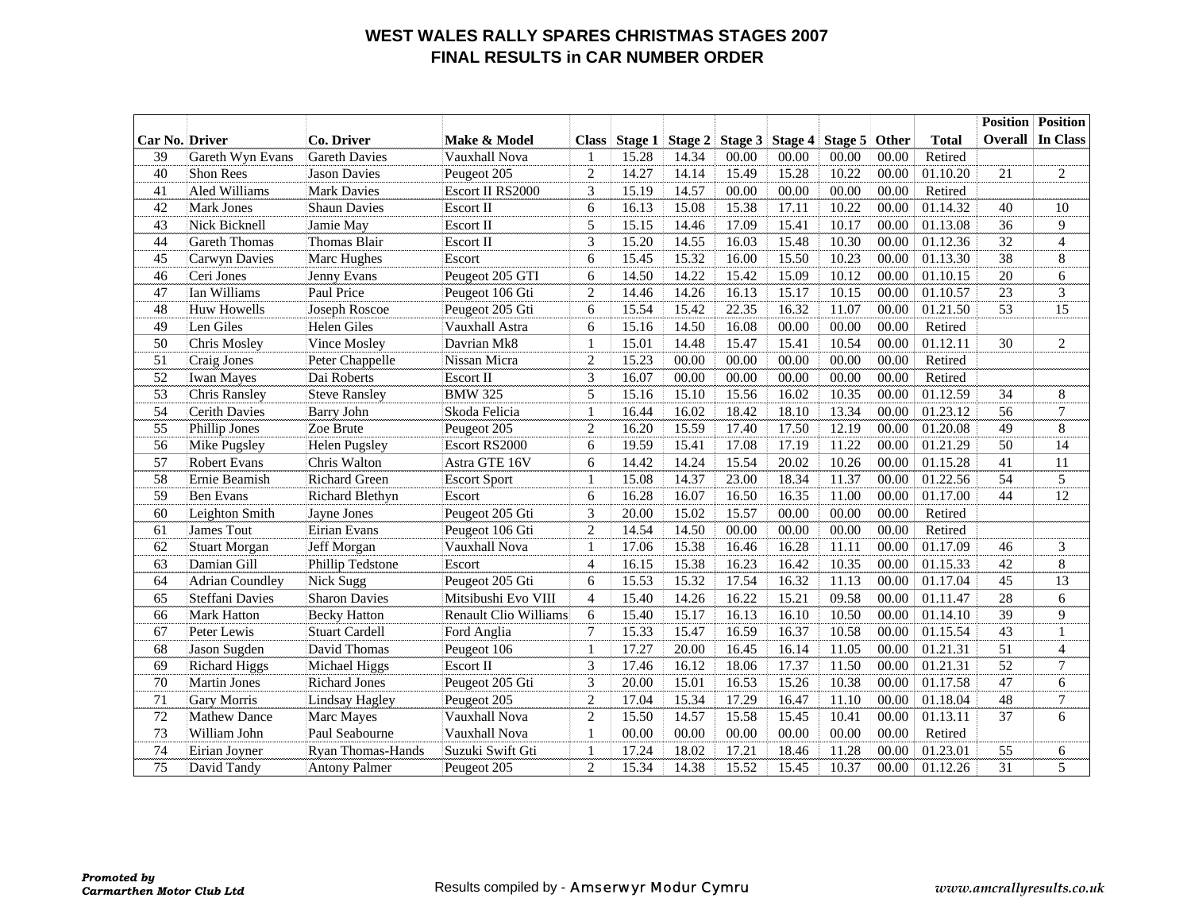# WEST WALES RALLY SPARES CHRISTMAS STAGES 2007

## FINAL RESULTS in CAR NUMBER ORDER

| Car No. | Driver | Co. Driver | Make & Model | Class | Stage 1 | Stage 2 | Stage 3 | Stage 4 | Stage 5 | Other | Total | Position Overall | Position In Class |
|---|---|---|---|---|---|---|---|---|---|---|---|---|---|
| 39 | Gareth Wyn Evans | Gareth Davies | Vauxhall Nova | 1 | 15.28 | 14.34 | 00.00 | 00.00 | 00.00 | 00.00 | Retired | | |
| 40 | Shon Rees | Jason Davies | Peugeot 205 | 2 | 14.27 | 14.14 | 15.49 | 15.28 | 10.22 | 00.00 | 01.10.20 | 21 | 2 |
| 41 | Aled Williams | Mark Davies | Escort II RS2000 | 3 | 15.19 | 14.57 | 00.00 | 00.00 | 00.00 | 00.00 | Retired | | |
| 42 | Mark Jones | Shaun Davies | Escort II | 6 | 16.13 | 15.08 | 15.38 | 17.11 | 10.22 | 00.00 | 01.14.32 | 40 | 10 |
| 43 | Nick Bicknell | Jamie May | Escort II | 5 | 15.15 | 14.46 | 17.09 | 15.41 | 10.17 | 00.00 | 01.13.08 | 36 | 9 |
| 44 | Gareth Thomas | Thomas Blair | Escort II | 3 | 15.20 | 14.55 | 16.03 | 15.48 | 10.30 | 00.00 | 01.12.36 | 32 | 4 |
| 45 | Carwyn Davies | Marc Hughes | Escort | 6 | 15.45 | 15.32 | 16.00 | 15.50 | 10.23 | 00.00 | 01.13.30 | 38 | 8 |
| 46 | Ceri Jones | Jenny Evans | Peugeot 205 GTI | 6 | 14.50 | 14.22 | 15.42 | 15.09 | 10.12 | 00.00 | 01.10.15 | 20 | 6 |
| 47 | Ian Williams | Paul Price | Peugeot 106 Gti | 2 | 14.46 | 14.26 | 16.13 | 15.17 | 10.15 | 00.00 | 01.10.57 | 23 | 3 |
| 48 | Huw Howells | Joseph Roscoe | Peugeot 205 Gti | 6 | 15.54 | 15.42 | 22.35 | 16.32 | 11.07 | 00.00 | 01.21.50 | 53 | 15 |
| 49 | Len Giles | Helen Giles | Vauxhall Astra | 6 | 15.16 | 14.50 | 16.08 | 00.00 | 00.00 | 00.00 | Retired | | |
| 50 | Chris Mosley | Vince Mosley | Davrian Mk8 | 1 | 15.01 | 14.48 | 15.47 | 15.41 | 10.54 | 00.00 | 01.12.11 | 30 | 2 |
| 51 | Craig Jones | Peter Chappelle | Nissan Micra | 2 | 15.23 | 00.00 | 00.00 | 00.00 | 00.00 | 00.00 | Retired | | |
| 52 | Iwan Mayes | Dai Roberts | Escort II | 3 | 16.07 | 00.00 | 00.00 | 00.00 | 00.00 | 00.00 | Retired | | |
| 53 | Chris Ransley | Steve Ransley | BMW 325 | 5 | 15.16 | 15.10 | 15.56 | 16.02 | 10.35 | 00.00 | 01.12.59 | 34 | 8 |
| 54 | Cerith Davies | Barry John | Skoda Felicia | 1 | 16.44 | 16.02 | 18.42 | 18.10 | 13.34 | 00.00 | 01.23.12 | 56 | 7 |
| 55 | Phillip Jones | Zoe Brute | Peugeot 205 | 2 | 16.20 | 15.59 | 17.40 | 17.50 | 12.19 | 00.00 | 01.20.08 | 49 | 8 |
| 56 | Mike Pugsley | Helen Pugsley | Escort RS2000 | 6 | 19.59 | 15.41 | 17.08 | 17.19 | 11.22 | 00.00 | 01.21.29 | 50 | 14 |
| 57 | Robert Evans | Chris Walton | Astra GTE 16V | 6 | 14.42 | 14.24 | 15.54 | 20.02 | 10.26 | 00.00 | 01.15.28 | 41 | 11 |
| 58 | Ernie Beamish | Richard Green | Escort Sport | 1 | 15.08 | 14.37 | 23.00 | 18.34 | 11.37 | 00.00 | 01.22.56 | 54 | 5 |
| 59 | Ben Evans | Richard Blethyn | Escort | 6 | 16.28 | 16.07 | 16.50 | 16.35 | 11.00 | 00.00 | 01.17.00 | 44 | 12 |
| 60 | Leighton Smith | Jayne Jones | Peugeot 205 Gti | 3 | 20.00 | 15.02 | 15.57 | 00.00 | 00.00 | 00.00 | Retired | | |
| 61 | James Tout | Eirian Evans | Peugeot 106 Gti | 2 | 14.54 | 14.50 | 00.00 | 00.00 | 00.00 | 00.00 | Retired | | |
| 62 | Stuart Morgan | Jeff Morgan | Vauxhall Nova | 1 | 17.06 | 15.38 | 16.46 | 16.28 | 11.11 | 00.00 | 01.17.09 | 46 | 3 |
| 63 | Damian Gill | Phillip Tedstone | Escort | 4 | 16.15 | 15.38 | 16.23 | 16.42 | 10.35 | 00.00 | 01.15.33 | 42 | 8 |
| 64 | Adrian Coundley | Nick Sugg | Peugeot 205 Gti | 6 | 15.53 | 15.32 | 17.54 | 16.32 | 11.13 | 00.00 | 01.17.04 | 45 | 13 |
| 65 | Steffani Davies | Sharon Davies | Mitsibushi Evo VIII | 4 | 15.40 | 14.26 | 16.22 | 15.21 | 09.58 | 00.00 | 01.11.47 | 28 | 6 |
| 66 | Mark Hatton | Becky Hatton | Renault Clio Williams | 6 | 15.40 | 15.17 | 16.13 | 16.10 | 10.50 | 00.00 | 01.14.10 | 39 | 9 |
| 67 | Peter Lewis | Stuart Cardell | Ford Anglia | 7 | 15.33 | 15.47 | 16.59 | 16.37 | 10.58 | 00.00 | 01.15.54 | 43 | 1 |
| 68 | Jason Sugden | David Thomas | Peugeot 106 | 1 | 17.27 | 20.00 | 16.45 | 16.14 | 11.05 | 00.00 | 01.21.31 | 51 | 4 |
| 69 | Richard Higgs | Michael Higgs | Escort II | 3 | 17.46 | 16.12 | 18.06 | 17.37 | 11.50 | 00.00 | 01.21.31 | 52 | 7 |
| 70 | Martin Jones | Richard Jones | Peugeot 205 Gti | 3 | 20.00 | 15.01 | 16.53 | 15.26 | 10.38 | 00.00 | 01.17.58 | 47 | 6 |
| 71 | Gary Morris | Lindsay Hagley | Peugeot 205 | 2 | 17.04 | 15.34 | 17.29 | 16.47 | 11.10 | 00.00 | 01.18.04 | 48 | 7 |
| 72 | Mathew Dance | Marc Mayes | Vauxhall Nova | 2 | 15.50 | 14.57 | 15.58 | 15.45 | 10.41 | 00.00 | 01.13.11 | 37 | 6 |
| 73 | William John | Paul Seabourne | Vauxhall Nova | 1 | 00.00 | 00.00 | 00.00 | 00.00 | 00.00 | 00.00 | Retired | | |
| 74 | Eirian Joyner | Ryan Thomas-Hands | Suzuki Swift Gti | 1 | 17.24 | 18.02 | 17.21 | 18.46 | 11.28 | 00.00 | 01.23.01 | 55 | 6 |
| 75 | David Tandy | Antony Palmer | Peugeot 205 | 2 | 15.34 | 14.38 | 15.52 | 15.45 | 10.37 | 00.00 | 01.12.26 | 31 | 5 |

***Promoted by Carmarthen Motor Club Ltd***

Results compiled by - Amserwyr Modur Cymru

*www.amcrallyresults.co.uk*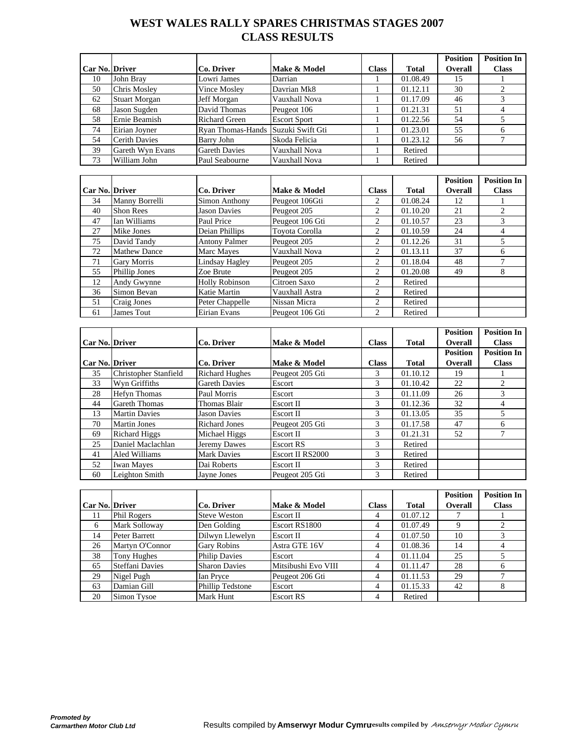# WEST WALES RALLY SPARES CHRISTMAS STAGES 2007
# CLASS RESULTS

| Car No. | Driver | Co. Driver | Make & Model | Class | Total | Position Overall | Position In Class |
|---|---|---|---|---|---|---|---|
| 10 | John Bray | Lowri James | Darrian | 1 | 01.08.49 | 15 | 1 |
| 50 | Chris Mosley | Vince Mosley | Davrian Mk8 | 1 | 01.12.11 | 30 | 2 |
| 62 | Stuart Morgan | Jeff Morgan | Vauxhall Nova | 1 | 01.17.09 | 46 | 3 |
| 68 | Jason Sugden | David Thomas | Peugeot 106 | 1 | 01.21.31 | 51 | 4 |
| 58 | Ernie Beamish | Richard Green | Escort Sport | 1 | 01.22.56 | 54 | 5 |
| 74 | Eirian Joyner | Ryan Thomas-Hands | Suzuki Swift Gti | 1 | 01.23.01 | 55 | 6 |
| 54 | Cerith Davies | Barry John | Skoda Felicia | 1 | 01.23.12 | 56 | 7 |
| 39 | Gareth Wyn Evans | Gareth Davies | Vauxhall Nova | 1 | Retired | | |
| 73 | William John | Paul Seabourne | Vauxhall Nova | 1 | Retired | | |

| Car No. | Driver | Co. Driver | Make & Model | Class | Total | Position Overall | Position In Class |
|---|---|---|---|---|---|---|---|
| 34 | Manny Borrelli | Simon Anthony | Peugeot 106Gti | 2 | 01.08.24 | 12 | 1 |
| 40 | Shon Rees | Jason Davies | Peugeot 205 | 2 | 01.10.20 | 21 | 2 |
| 47 | Ian Williams | Paul Price | Peugeot 106 Gti | 2 | 01.10.57 | 23 | 3 |
| 27 | Mike Jones | Deian Phillips | Toyota Corolla | 2 | 01.10.59 | 24 | 4 |
| 75 | David Tandy | Antony Palmer | Peugeot 205 | 2 | 01.12.26 | 31 | 5 |
| 72 | Mathew Dance | Marc Mayes | Vauxhall Nova | 2 | 01.13.11 | 37 | 6 |
| 71 | Gary Morris | Lindsay Hagley | Peugeot 205 | 2 | 01.18.04 | 48 | 7 |
| 55 | Phillip Jones | Zoe Brute | Peugeot 205 | 2 | 01.20.08 | 49 | 8 |
| 12 | Andy Gwynne | Holly Robinson | Citroen Saxo | 2 | Retired | | |
| 36 | Simon Bevan | Katie Martin | Vauxhall Astra | 2 | Retired | | |
| 51 | Craig Jones | Peter Chappelle | Nissan Micra | 2 | Retired | | |
| 61 | James Tout | Eirian Evans | Peugeot 106 Gti | 2 | Retired | | |

| Car No. | Driver | Co. Driver | Make & Model | Class | Total | Position Overall | Position In Class |
|---|---|---|---|---|---|---|---|
| Car No. | Driver | Co. Driver | Make & Model | Class | Total | Position Overall | Position In Class |
| 35 | Christopher Stanfield | Richard Hughes | Peugeot 205 Gti | 3 | 01.10.12 | 19 | 1 |
| 33 | Wyn Griffiths | Gareth Davies | Escort | 3 | 01.10.42 | 22 | 2 |
| 28 | Hefyn Thomas | Paul Morris | Escort | 3 | 01.11.09 | 26 | 3 |
| 44 | Gareth Thomas | Thomas Blair | Escort II | 3 | 01.12.36 | 32 | 4 |
| 13 | Martin Davies | Jason Davies | Escort II | 3 | 01.13.05 | 35 | 5 |
| 70 | Martin Jones | Richard Jones | Peugeot 205 Gti | 3 | 01.17.58 | 47 | 6 |
| 69 | Richard Higgs | Michael Higgs | Escort II | 3 | 01.21.31 | 52 | 7 |
| 25 | Daniel Maclachlan | Jeremy Dawes | Escort RS | 3 | Retired | | |
| 41 | Aled Williams | Mark Davies | Escort II RS2000 | 3 | Retired | | |
| 52 | Iwan Mayes | Dai Roberts | Escort II | 3 | Retired | | |
| 60 | Leighton Smith | Jayne Jones | Peugeot 205 Gti | 3 | Retired | | |

| Car No. | Driver | Co. Driver | Make & Model | Class | Total | Position Overall | Position In Class |
|---|---|---|---|---|---|---|---|
| 11 | Phil Rogers | Steve Weston | Escort II | 4 | 01.07.12 | 7 | 1 |
| 6 | Mark Solloway | Den Golding | Escort RS1800 | 4 | 01.07.49 | 9 | 2 |
| 14 | Peter Barrett | Dilwyn Llewelyn | Escort II | 4 | 01.07.50 | 10 | 3 |
| 26 | Martyn O'Connor | Gary Robins | Astra GTE 16V | 4 | 01.08.36 | 14 | 4 |
| 38 | Tony Hughes | Philip Davies | Escort | 4 | 01.11.04 | 25 | 5 |
| 65 | Steffani Davies | Sharon Davies | Mitsibushi Evo VIII | 4 | 01.11.47 | 28 | 6 |
| 29 | Nigel Pugh | Ian Pryce | Peugeot 206 Gti | 4 | 01.11.53 | 29 | 7 |
| 63 | Damian Gill | Phillip Tedstone | Escort | 4 | 01.15.33 | 42 | 8 |
| 20 | Simon Tysoe | Mark Hunt | Escort RS | 4 | Retired | | |

***Promoted by***
***Carmarthen Motor Club Ltd***

Results compiled by **Amserwyr Modur Cymru** Results compiled by *Amserwyr Modur Cymru*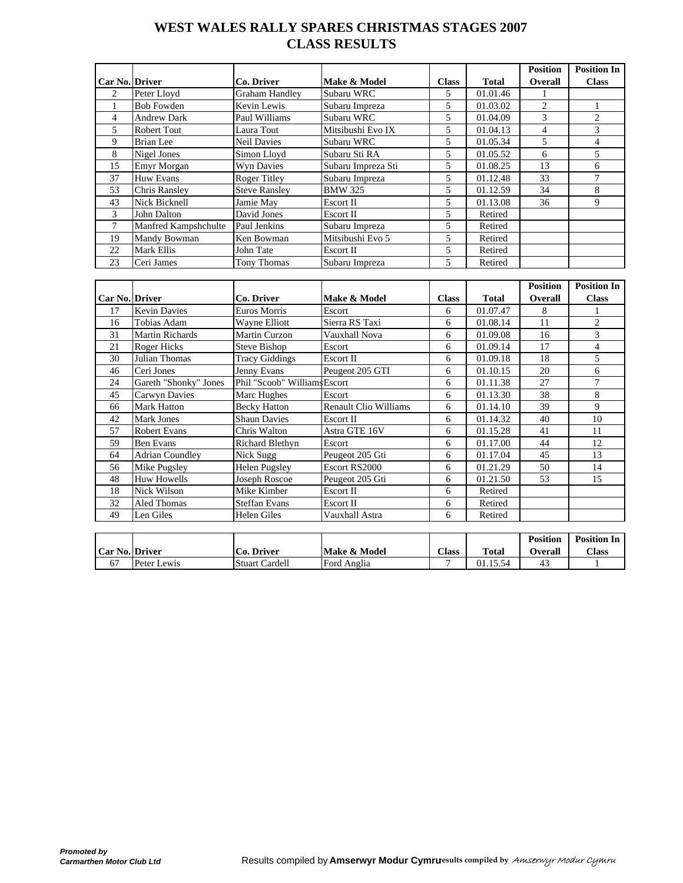# WEST WALES RALLY SPARES CHRISTMAS STAGES 2007
## CLASS RESULTS

| Car No. | Driver | Co. Driver | Make & Model | Class | Total | Position Overall | Position In Class |
|---|---|---|---|---|---|---|---|
| 2 | Peter Lloyd | Graham Handley | Subaru WRC | 5 | 01.01.46 | 1 | |
| 1 | Bob Fowden | Kevin Lewis | Subaru Impreza | 5 | 01.03.02 | 2 | 1 |
| 4 | Andrew Dark | Paul Williams | Subaru WRC | 5 | 01.04.09 | 3 | 2 |
| 5 | Robert Tout | Laura Tout | Mitsibushi Evo IX | 5 | 01.04.13 | 4 | 3 |
| 9 | Brian Lee | Neil Davies | Subaru WRC | 5 | 01.05.34 | 5 | 4 |
| 8 | Nigel Jones | Simon Lloyd | Subaru Sti RA | 5 | 01.05.52 | 6 | 5 |
| 15 | Emyr Morgan | Wyn Davies | Subaru Impreza Sti | 5 | 01.08.25 | 13 | 6 |
| 37 | Huw Evans | Roger Titley | Subaru Impreza | 5 | 01.12.48 | 33 | 7 |
| 53 | Chris Ransley | Steve Ransley | BMW 325 | 5 | 01.12.59 | 34 | 8 |
| 43 | Nick Bicknell | Jamie May | Escort II | 5 | 01.13.08 | 36 | 9 |
| 3 | John Dalton | David Jones | Escort II | 5 | Retired | | |
| 7 | Manfred Kampshchulte | Paul Jenkins | Subaru Impreza | 5 | Retired | | |
| 19 | Mandy Bowman | Ken Bowman | Mitsibushi Evo 5 | 5 | Retired | | |
| 22 | Mark Ellis | John Tate | Escort II | 5 | Retired | | |
| 23 | Ceri James | Tony Thomas | Subaru Impreza | 5 | Retired | | |

| Car No. | Driver | Co. Driver | Make & Model | Class | Total | Position Overall | Position In Class |
|---|---|---|---|---|---|---|---|
| 17 | Kevin Davies | Euros Morris | Escort | 6 | 01.07.47 | 8 | 1 |
| 16 | Tobias Adam | Wayne Elliott | Sierra RS Taxi | 6 | 01.08.14 | 11 | 2 |
| 31 | Martin Richards | Martin Curzon | Vauxhall Nova | 6 | 01.09.08 | 16 | 3 |
| 21 | Roger Hicks | Steve Bishop | Escort | 6 | 01.09.14 | 17 | 4 |
| 30 | Julian Thomas | Tracy Giddings | Escort II | 6 | 01.09.18 | 18 | 5 |
| 46 | Ceri Jones | Jenny Evans | Peugeot 205 GTI | 6 | 01.10.15 | 20 | 6 |
| 24 | Gareth "Shonky" Jones | Phil "Scoob" Williams | Escort | 6 | 01.11.38 | 27 | 7 |
| 45 | Carwyn Davies | Marc Hughes | Escort | 6 | 01.13.30 | 38 | 8 |
| 66 | Mark Hatton | Becky Hatton | Renault Clio Williams | 6 | 01.14.10 | 39 | 9 |
| 42 | Mark Jones | Shaun Davies | Escort II | 6 | 01.14.32 | 40 | 10 |
| 57 | Robert Evans | Chris Walton | Astra GTE 16V | 6 | 01.15.28 | 41 | 11 |
| 59 | Ben Evans | Richard Blethyn | Escort | 6 | 01.17.00 | 44 | 12 |
| 64 | Adrian Coundley | Nick Sugg | Peugeot 205 Gti | 6 | 01.17.04 | 45 | 13 |
| 56 | Mike Pugsley | Helen Pugsley | Escort RS2000 | 6 | 01.21.29 | 50 | 14 |
| 48 | Huw Howells | Joseph Roscoe | Peugeot 205 Gti | 6 | 01.21.50 | 53 | 15 |
| 18 | Nick Wilson | Mike Kimber | Escort II | 6 | Retired | | |
| 32 | Aled Thomas | Steffan Evans | Escort II | 6 | Retired | | |
| 49 | Len Giles | Helen Giles | Vauxhall Astra | 6 | Retired | | |

| Car No. | Driver | Co. Driver | Make & Model | Class | Total | Position Overall | Position In Class |
|---|---|---|---|---|---|---|---|
| 67 | Peter Lewis | Stuart Cardell | Ford Anglia | 7 | 01.15.54 | 43 | 1 |

***Promoted by***
***Carmarthen Motor Club Ltd***

Results compiled by **Amserwyr Modur Cymru**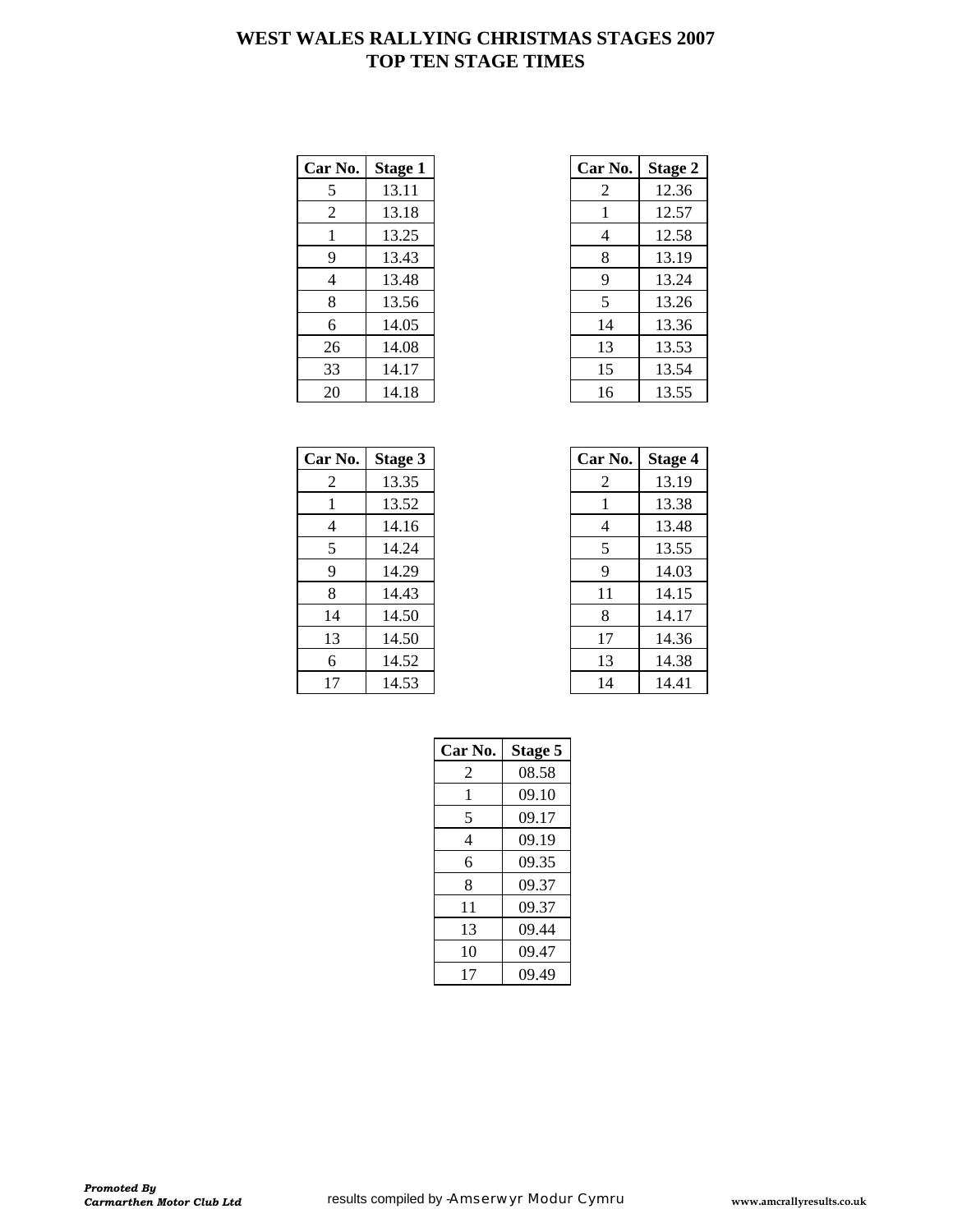# WEST WALES RALLYING CHRISTMAS STAGES 2007
## TOP TEN STAGE TIMES

| Car No. | Stage 1 |
|---|---|
| 5 | 13.11 |
| 2 | 13.18 |
| 1 | 13.25 |
| 9 | 13.43 |
| 4 | 13.48 |
| 8 | 13.56 |
| 6 | 14.05 |
| 26 | 14.08 |
| 33 | 14.17 |
| 20 | 14.18 |

| Car No. | Stage 2 |
|---|---|
| 2 | 12.36 |
| 1 | 12.57 |
| 4 | 12.58 |
| 8 | 13.19 |
| 9 | 13.24 |
| 5 | 13.26 |
| 14 | 13.36 |
| 13 | 13.53 |
| 15 | 13.54 |
| 16 | 13.55 |

| Car No. | Stage 3 |
|---|---|
| 2 | 13.35 |
| 1 | 13.52 |
| 4 | 14.16 |
| 5 | 14.24 |
| 9 | 14.29 |
| 8 | 14.43 |
| 14 | 14.50 |
| 13 | 14.50 |
| 6 | 14.52 |
| 17 | 14.53 |

| Car No. | Stage 4 |
|---|---|
| 2 | 13.19 |
| 1 | 13.38 |
| 4 | 13.48 |
| 5 | 13.55 |
| 9 | 14.03 |
| 11 | 14.15 |
| 8 | 14.17 |
| 17 | 14.36 |
| 13 | 14.38 |
| 14 | 14.41 |

| Car No. | Stage 5 |
|---|---|
| 2 | 08.58 |
| 1 | 09.10 |
| 5 | 09.17 |
| 4 | 09.19 |
| 6 | 09.35 |
| 8 | 09.37 |
| 11 | 09.37 |
| 13 | 09.44 |
| 10 | 09.47 |
| 17 | 09.49 |

***Promoted By***
***Carmarthen Motor Club Ltd***

results compiled by -Amserwyr Modur Cymru

**www.amcrallyresults.co.uk**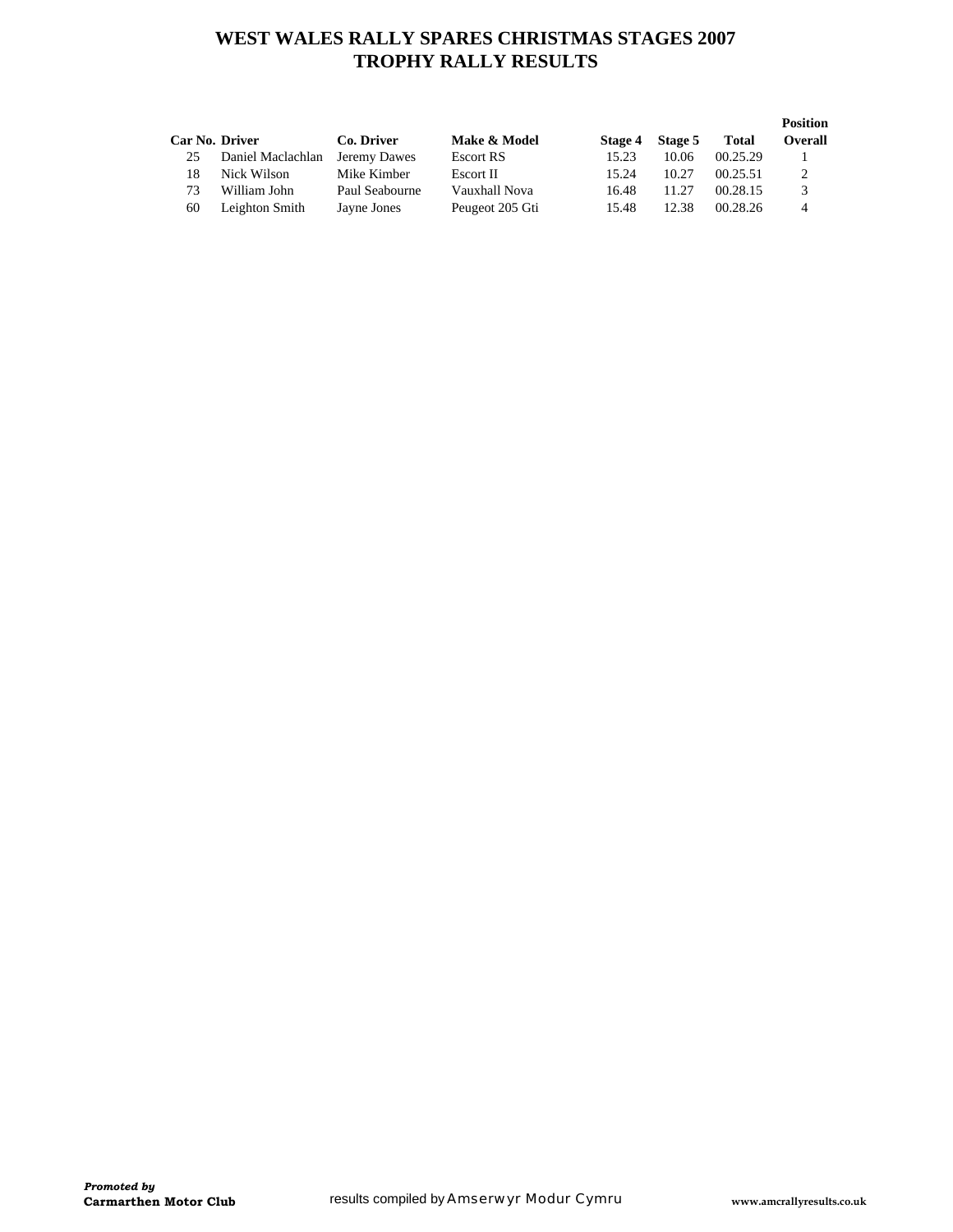# WEST WALES RALLY SPARES CHRISTMAS STAGES 2007
# TROPHY RALLY RESULTS

| Car No. | Driver | Co. Driver | Make & Model | Stage 4 | Stage 5 | Total | Position Overall |
|---|---|---|---|---|---|---|---|
| 25 | Daniel Maclachlan | Jeremy Dawes | Escort RS | 15.23 | 10.06 | 00.25.29 | 1 |
| 18 | Nick Wilson | Mike Kimber | Escort II | 15.24 | 10.27 | 00.25.51 | 2 |
| 73 | William John | Paul Seabourne | Vauxhall Nova | 16.48 | 11.27 | 00.28.15 | 3 |
| 60 | Leighton Smith | Jayne Jones | Peugeot 205 Gti | 15.48 | 12.38 | 00.28.26 | 4 |

***Promoted by***
**Carmarthen Motor Club**

results compiled by Amserwyr Modur Cymru

**www.amcrallyresults.co.uk**